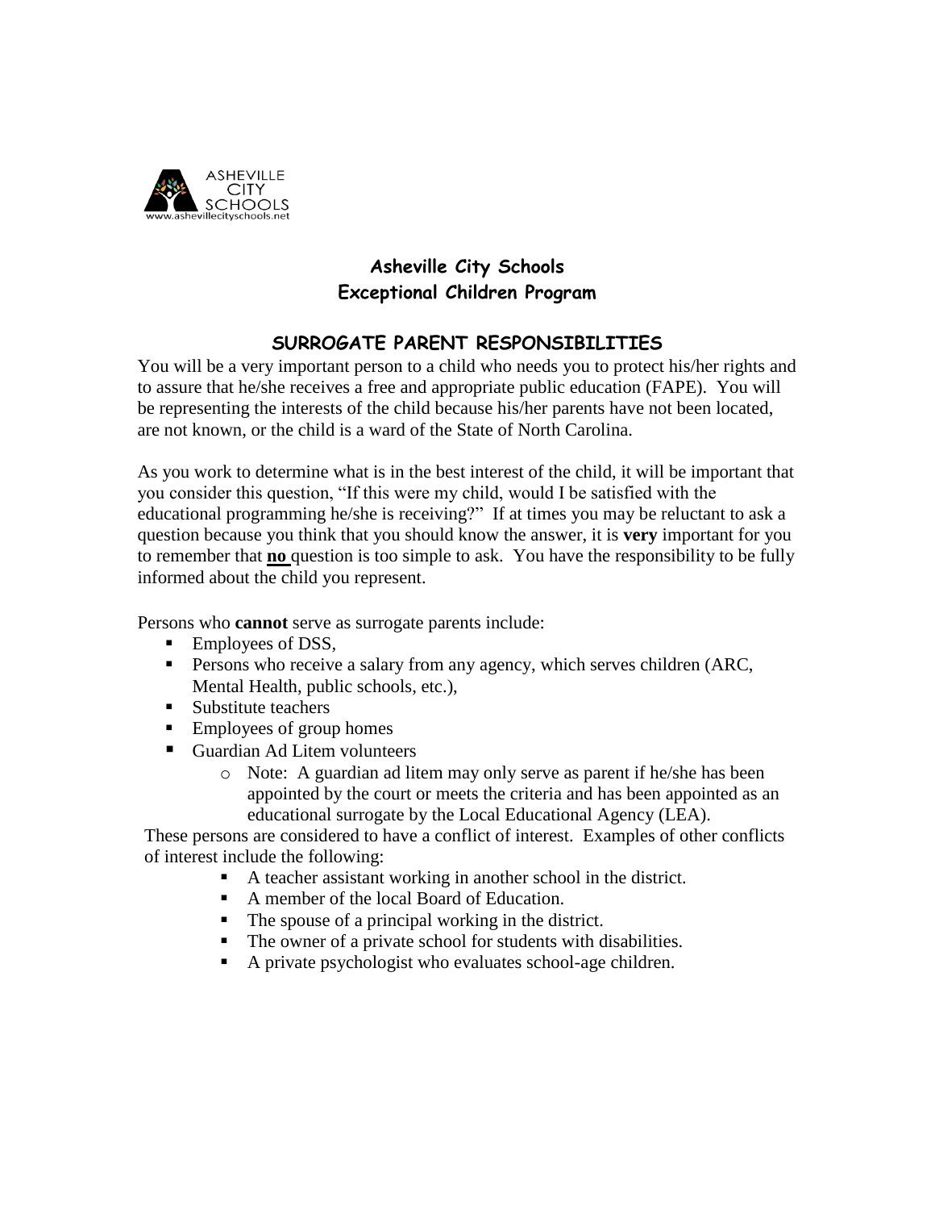# Asheville City Schools
# Exceptional Children Program

## SURROGATE PARENT RESPONSIBILITIES

You will be a very important person to a child who needs you to protect his/her rights and to assure that he/she receives a free and appropriate public education (FAPE). You will be representing the interests of the child because his/her parents have not been located, are not known, or the child is a ward of the State of North Carolina.

As you work to determine what is in the best interest of the child, it will be important that you consider this question, "If this were my child, would I be satisfied with the educational programming he/she is receiving?" If at times you may be reluctant to ask a question because you think that you should know the answer, it is **very** important for you to remember that **<u>no</u>** question is too simple to ask. You have the responsibility to be fully informed about the child you represent.

Persons who **cannot** serve as surrogate parents include:

- Employees of DSS,
- Persons who receive a salary from any agency, which serves children (ARC, Mental Health, public schools, etc.),
- Substitute teachers
- Employees of group homes
- Guardian Ad Litem volunteers
    - Note: A guardian ad litem may only serve as parent if he/she has been appointed by the court or meets the criteria and has been appointed as an educational surrogate by the Local Educational Agency (LEA).

These persons are considered to have a conflict of interest. Examples of other conflicts of interest include the following:

- A teacher assistant working in another school in the district.
- A member of the local Board of Education.
- The spouse of a principal working in the district.
- The owner of a private school for students with disabilities.
- A private psychologist who evaluates school-age children.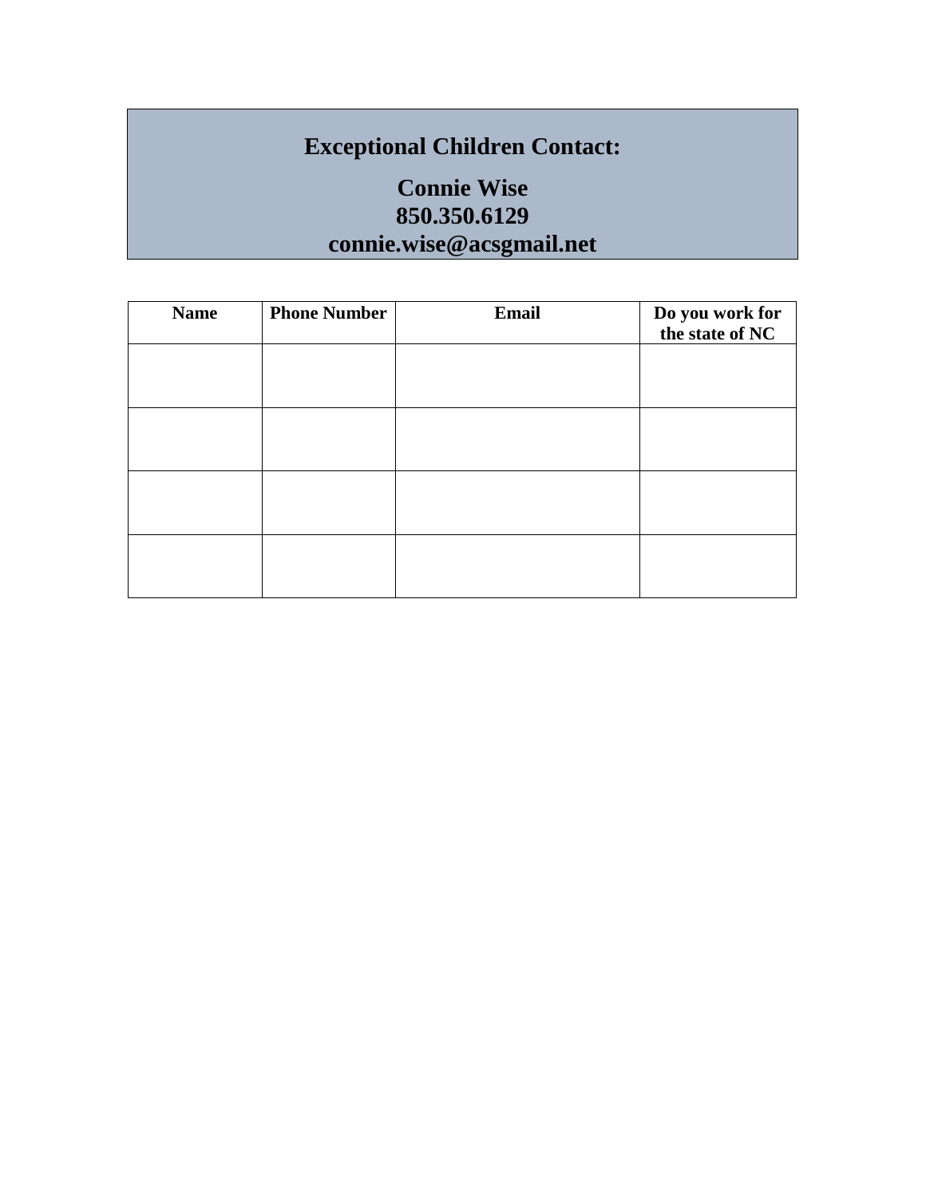**Exceptional Children Contact:**

**Connie Wise**
**850.350.6129**
**connie.wise@acsgmail.net**

| Name | Phone Number | Email | Do you work for the state of NC |
| --- | --- | --- | --- |
| | | | |
| | | | |
| | | | |
| | | | |